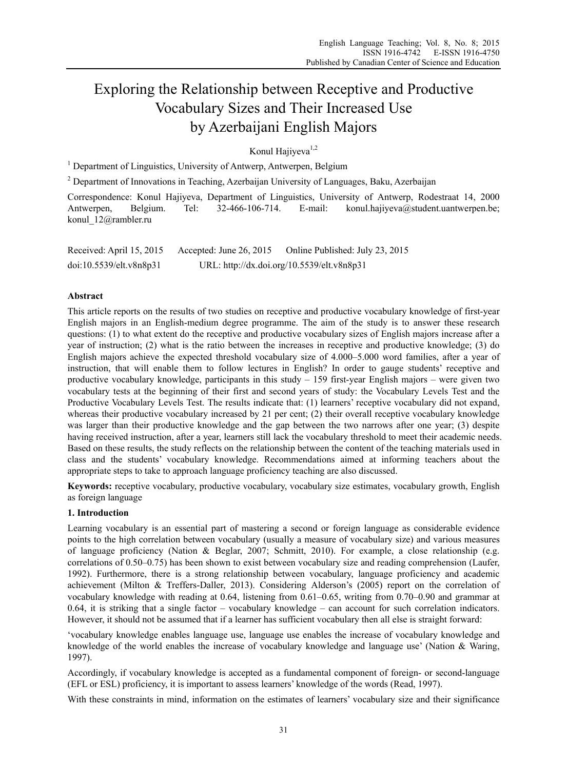# Exploring the Relationship between Receptive and Productive Vocabulary Sizes and Their Increased Use by Azerbaijani English Majors

Konul Hajiyeva[1,2]

[1] Department of Linguistics, University of Antwerp, Antwerpen, Belgium

[2] Department of Innovations in Teaching, Azerbaijan University of Languages, Baku, Azerbaijan

Correspondence: Konul Hajiyeva, Department of Linguistics, University of Antwerp, Rodestraat 14, 2000 Antwerpen, Belgium. Tel: 32-466-106-714. E-mail: konul.hajiyeva@student.uantwerpen.be; konul_12@rambler.ru

Received: April 15, 2015 Accepted: June 26, 2015 Online Published: July 23, 2015

doi:10.5539/elt.v8n8p31 URL: http://dx.doi.org/10.5539/elt.v8n8p31

## Abstract

This article reports on the results of two studies on receptive and productive vocabulary knowledge of first-year English majors in an English-medium degree programme. The aim of the study is to answer these research questions: (1) to what extent do the receptive and productive vocabulary sizes of English majors increase after a year of instruction; (2) what is the ratio between the increases in receptive and productive knowledge; (3) do English majors achieve the expected threshold vocabulary size of 4.000–5.000 word families, after a year of instruction, that will enable them to follow lectures in English? In order to gauge students' receptive and productive vocabulary knowledge, participants in this study – 159 first-year English majors – were given two vocabulary tests at the beginning of their first and second years of study: the Vocabulary Levels Test and the Productive Vocabulary Levels Test. The results indicate that: (1) learners' receptive vocabulary did not expand, whereas their productive vocabulary increased by 21 per cent; (2) their overall receptive vocabulary knowledge was larger than their productive knowledge and the gap between the two narrows after one year; (3) despite having received instruction, after a year, learners still lack the vocabulary threshold to meet their academic needs. Based on these results, the study reflects on the relationship between the content of the teaching materials used in class and the students' vocabulary knowledge. Recommendations aimed at informing teachers about the appropriate steps to take to approach language proficiency teaching are also discussed.

**Keywords:** receptive vocabulary, productive vocabulary, vocabulary size estimates, vocabulary growth, English as foreign language

## 1. Introduction

Learning vocabulary is an essential part of mastering a second or foreign language as considerable evidence points to the high correlation between vocabulary (usually a measure of vocabulary size) and various measures of language proficiency (Nation & Beglar, 2007; Schmitt, 2010). For example, a close relationship (e.g. correlations of 0.50–0.75) has been shown to exist between vocabulary size and reading comprehension (Laufer, 1992). Furthermore, there is a strong relationship between vocabulary, language proficiency and academic achievement (Milton & Treffers-Daller, 2013). Considering Alderson's (2005) report on the correlation of vocabulary knowledge with reading at 0.64, listening from 0.61–0.65, writing from 0.70–0.90 and grammar at 0.64, it is striking that a single factor – vocabulary knowledge – can account for such correlation indicators. However, it should not be assumed that if a learner has sufficient vocabulary then all else is straight forward:

'vocabulary knowledge enables language use, language use enables the increase of vocabulary knowledge and knowledge of the world enables the increase of vocabulary knowledge and language use' (Nation & Waring, 1997).

Accordingly, if vocabulary knowledge is accepted as a fundamental component of foreign- or second-language (EFL or ESL) proficiency, it is important to assess learners' knowledge of the words (Read, 1997).

With these constraints in mind, information on the estimates of learners' vocabulary size and their significance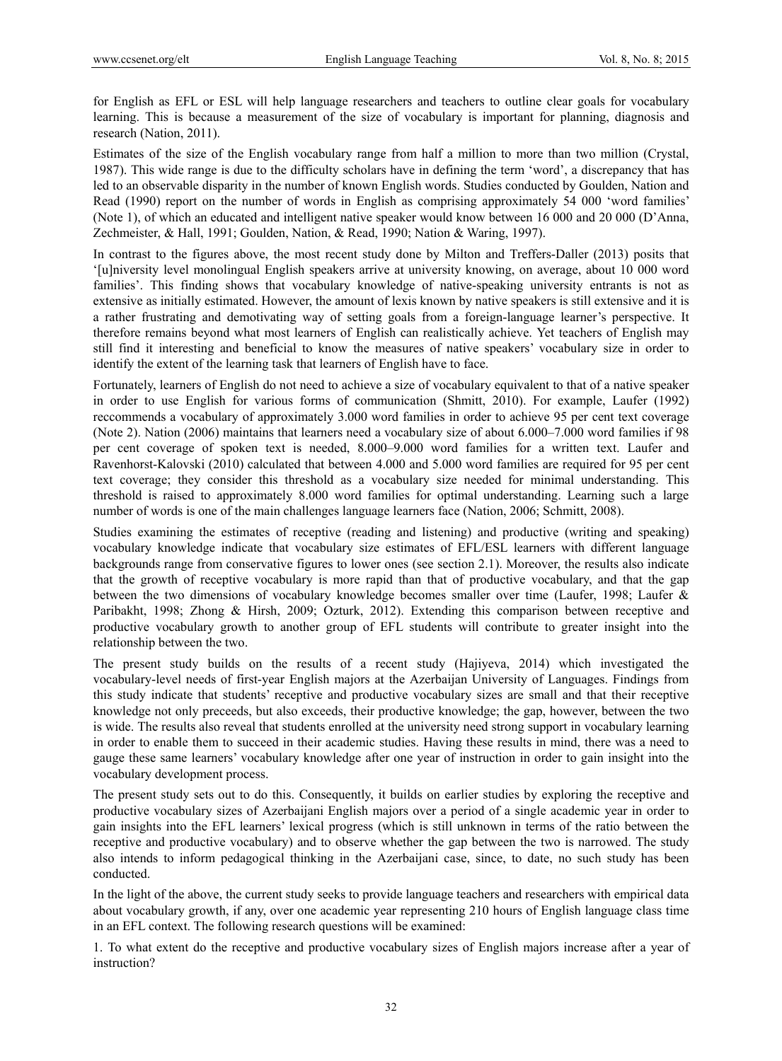for English as EFL or ESL will help language researchers and teachers to outline clear goals for vocabulary learning. This is because a measurement of the size of vocabulary is important for planning, diagnosis and research (Nation, 2011).

Estimates of the size of the English vocabulary range from half a million to more than two million (Crystal, 1987). This wide range is due to the difficulty scholars have in defining the term 'word', a discrepancy that has led to an observable disparity in the number of known English words. Studies conducted by Goulden, Nation and Read (1990) report on the number of words in English as comprising approximately 54 000 'word families' (Note 1), of which an educated and intelligent native speaker would know between 16 000 and 20 000 (D'Anna, Zechmeister, & Hall, 1991; Goulden, Nation, & Read, 1990; Nation & Waring, 1997).

In contrast to the figures above, the most recent study done by Milton and Treffers-Daller (2013) posits that '[u]niversity level monolingual English speakers arrive at university knowing, on average, about 10 000 word families'. This finding shows that vocabulary knowledge of native-speaking university entrants is not as extensive as initially estimated. However, the amount of lexis known by native speakers is still extensive and it is a rather frustrating and demotivating way of setting goals from a foreign-language learner's perspective. It therefore remains beyond what most learners of English can realistically achieve. Yet teachers of English may still find it interesting and beneficial to know the measures of native speakers' vocabulary size in order to identify the extent of the learning task that learners of English have to face.

Fortunately, learners of English do not need to achieve a size of vocabulary equivalent to that of a native speaker in order to use English for various forms of communication (Shmitt, 2010). For example, Laufer (1992) reccommends a vocabulary of approximately 3.000 word families in order to achieve 95 per cent text coverage (Note 2). Nation (2006) maintains that learners need a vocabulary size of about 6.000–7.000 word families if 98 per cent coverage of spoken text is needed, 8.000–9.000 word families for a written text. Laufer and Ravenhorst-Kalovski (2010) calculated that between 4.000 and 5.000 word families are required for 95 per cent text coverage; they consider this threshold as a vocabulary size needed for minimal understanding. This threshold is raised to approximately 8.000 word families for optimal understanding. Learning such a large number of words is one of the main challenges language learners face (Nation, 2006; Schmitt, 2008).

Studies examining the estimates of receptive (reading and listening) and productive (writing and speaking) vocabulary knowledge indicate that vocabulary size estimates of EFL/ESL learners with different language backgrounds range from conservative figures to lower ones (see section 2.1). Moreover, the results also indicate that the growth of receptive vocabulary is more rapid than that of productive vocabulary, and that the gap between the two dimensions of vocabulary knowledge becomes smaller over time (Laufer, 1998; Laufer & Paribakht, 1998; Zhong & Hirsh, 2009; Ozturk, 2012). Extending this comparison between receptive and productive vocabulary growth to another group of EFL students will contribute to greater insight into the relationship between the two.

The present study builds on the results of a recent study (Hajiyeva, 2014) which investigated the vocabulary-level needs of first-year English majors at the Azerbaijan University of Languages. Findings from this study indicate that students' receptive and productive vocabulary sizes are small and that their receptive knowledge not only preceeds, but also exceeds, their productive knowledge; the gap, however, between the two is wide. The results also reveal that students enrolled at the university need strong support in vocabulary learning in order to enable them to succeed in their academic studies. Having these results in mind, there was a need to gauge these same learners' vocabulary knowledge after one year of instruction in order to gain insight into the vocabulary development process.

The present study sets out to do this. Consequently, it builds on earlier studies by exploring the receptive and productive vocabulary sizes of Azerbaijani English majors over a period of a single academic year in order to gain insights into the EFL learners' lexical progress (which is still unknown in terms of the ratio between the receptive and productive vocabulary) and to observe whether the gap between the two is narrowed. The study also intends to inform pedagogical thinking in the Azerbaijani case, since, to date, no such study has been conducted.

In the light of the above, the current study seeks to provide language teachers and researchers with empirical data about vocabulary growth, if any, over one academic year representing 210 hours of English language class time in an EFL context. The following research questions will be examined:

1. To what extent do the receptive and productive vocabulary sizes of English majors increase after a year of instruction?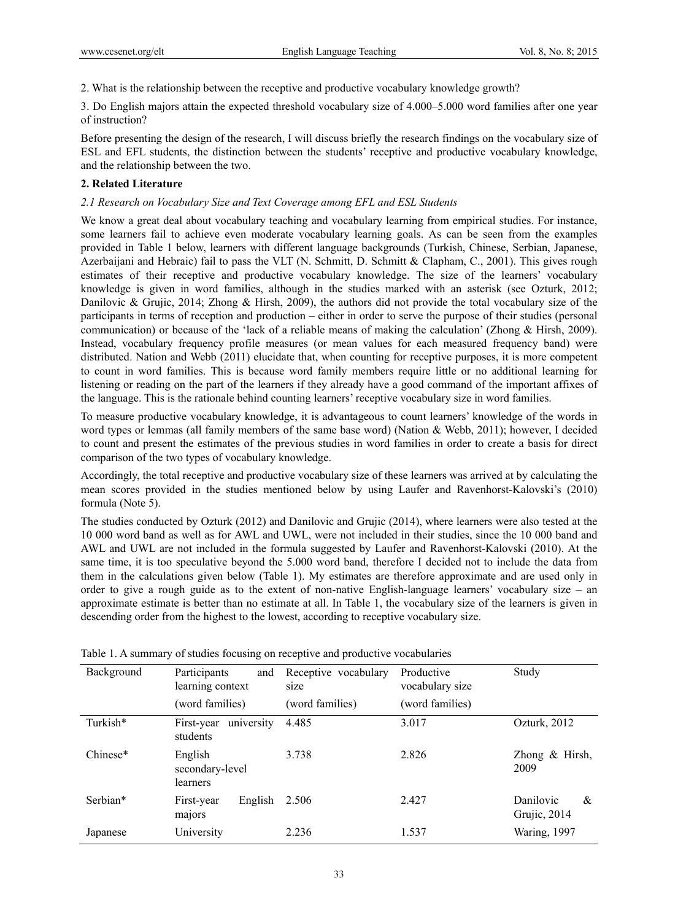2. What is the relationship between the receptive and productive vocabulary knowledge growth?

3. Do English majors attain the expected threshold vocabulary size of 4.000–5.000 word families after one year of instruction?

Before presenting the design of the research, I will discuss briefly the research findings on the vocabulary size of ESL and EFL students, the distinction between the students' receptive and productive vocabulary knowledge, and the relationship between the two.

## 2. Related Literature

### *2.1 Research on Vocabulary Size and Text Coverage among EFL and ESL Students*

We know a great deal about vocabulary teaching and vocabulary learning from empirical studies. For instance, some learners fail to achieve even moderate vocabulary learning goals. As can be seen from the examples provided in Table 1 below, learners with different language backgrounds (Turkish, Chinese, Serbian, Japanese, Azerbaijani and Hebraic) fail to pass the VLT (N. Schmitt, D. Schmitt & Clapham, C., 2001). This gives rough estimates of their receptive and productive vocabulary knowledge. The size of the learners' vocabulary knowledge is given in word families, although in the studies marked with an asterisk (see Ozturk, 2012; Danilovic & Grujic, 2014; Zhong & Hirsh, 2009), the authors did not provide the total vocabulary size of the participants in terms of reception and production – either in order to serve the purpose of their studies (personal communication) or because of the 'lack of a reliable means of making the calculation' (Zhong & Hirsh, 2009). Instead, vocabulary frequency profile measures (or mean values for each measured frequency band) were distributed. Nation and Webb (2011) elucidate that, when counting for receptive purposes, it is more competent to count in word families. This is because word family members require little or no additional learning for listening or reading on the part of the learners if they already have a good command of the important affixes of the language. This is the rationale behind counting learners' receptive vocabulary size in word families.

To measure productive vocabulary knowledge, it is advantageous to count learners' knowledge of the words in word types or lemmas (all family members of the same base word) (Nation & Webb, 2011); however, I decided to count and present the estimates of the previous studies in word families in order to create a basis for direct comparison of the two types of vocabulary knowledge.

Accordingly, the total receptive and productive vocabulary size of these learners was arrived at by calculating the mean scores provided in the studies mentioned below by using Laufer and Ravenhorst-Kalovski's (2010) formula (Note 5).

The studies conducted by Ozturk (2012) and Danilovic and Grujic (2014), where learners were also tested at the 10 000 word band as well as for AWL and UWL, were not included in their studies, since the 10 000 band and AWL and UWL are not included in the formula suggested by Laufer and Ravenhorst-Kalovski (2010). At the same time, it is too speculative beyond the 5.000 word band, therefore I decided not to include the data from them in the calculations given below (Table 1). My estimates are therefore approximate and are used only in order to give a rough guide as to the extent of non-native English-language learners' vocabulary size – an approximate estimate is better than no estimate at all. In Table 1, the vocabulary size of the learners is given in descending order from the highest to the lowest, according to receptive vocabulary size.

Table 1. A summary of studies focusing on receptive and productive vocabularies

| Background | Participants and learning context (word families) | Receptive vocabulary size (word families) | Productive vocabulary size (word families) | Study |
|---|---|---|---|---|
| Turkish* | First-year university students | 4.485 | 3.017 | Ozturk, 2012 |
| Chinese* | English secondary-level learners | 3.738 | 2.826 | Zhong & Hirsh, 2009 |
| Serbian* | First-year English majors | 2.506 | 2.427 | Danilovic & Grujic, 2014 |
| Japanese | University | 2.236 | 1.537 | Waring, 1997 |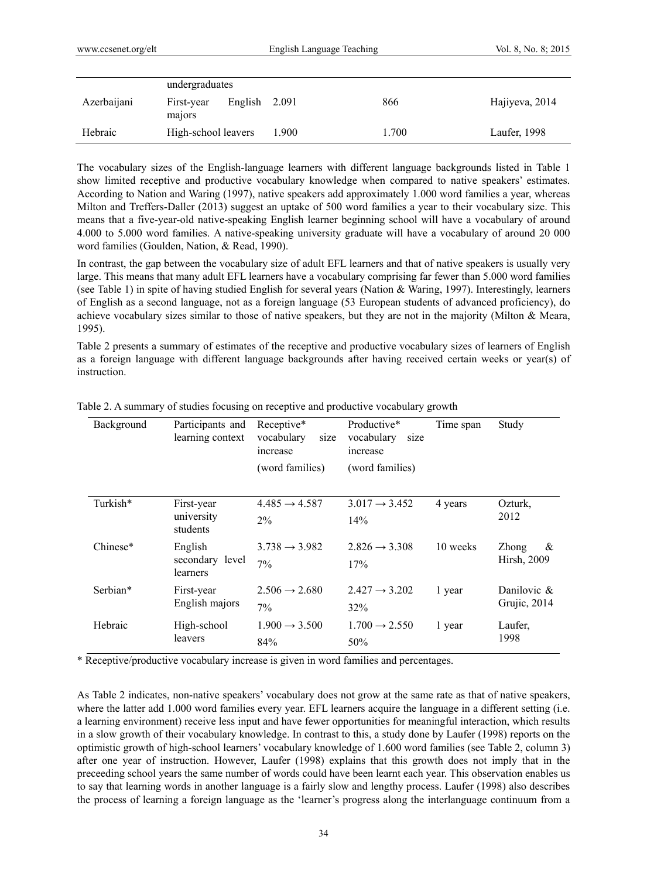| | undergraduates | | | |
| --- | --- | --- | --- | --- |
| Azerbaijani | First-year English majors | 2.091 | 866 | Hajiyeva, 2014 |
| Hebraic | High-school leavers | 1.900 | 1.700 | Laufer, 1998 |

The vocabulary sizes of the English-language learners with different language backgrounds listed in Table 1 show limited receptive and productive vocabulary knowledge when compared to native speakers' estimates. According to Nation and Waring (1997), native speakers add approximately 1.000 word families a year, whereas Milton and Treffers-Daller (2013) suggest an uptake of 500 word families a year to their vocabulary size. This means that a five-year-old native-speaking English learner beginning school will have a vocabulary of around 4.000 to 5.000 word families. A native-speaking university graduate will have a vocabulary of around 20 000 word families (Goulden, Nation, & Read, 1990).

In contrast, the gap between the vocabulary size of adult EFL learners and that of native speakers is usually very large. This means that many adult EFL learners have a vocabulary comprising far fewer than 5.000 word families (see Table 1) in spite of having studied English for several years (Nation & Waring, 1997). Interestingly, learners of English as a second language, not as a foreign language (53 European students of advanced proficiency), do achieve vocabulary sizes similar to those of native speakers, but they are not in the majority (Milton & Meara, 1995).

Table 2 presents a summary of estimates of the receptive and productive vocabulary sizes of learners of English as a foreign language with different language backgrounds after having received certain weeks or year(s) of instruction.

Table 2. A summary of studies focusing on receptive and productive vocabulary growth

| Background | Participants and learning context | Receptive* vocabulary size increase (word families) | Productive* vocabulary size increase (word families) | Time span | Study |
| --- | --- | --- | --- | --- | --- |
| Turkish* | First-year university students | 4.485 → 4.587<br>2% | 3.017 → 3.452<br>14% | 4 years | Ozturk, 2012 |
| Chinese* | English secondary level learners | 3.738 → 3.982<br>7% | 2.826 → 3.308<br>17% | 10 weeks | Zhong & Hirsh, 2009 |
| Serbian* | First-year English majors | 2.506 → 2.680<br>7% | 2.427 → 3.202<br>32% | 1 year | Danilovic & Grujic, 2014 |
| Hebraic | High-school leavers | 1.900 → 3.500<br>84% | 1.700 → 2.550<br>50% | 1 year | Laufer, 1998 |

\* Receptive/productive vocabulary increase is given in word families and percentages.

As Table 2 indicates, non-native speakers' vocabulary does not grow at the same rate as that of native speakers, where the latter add 1.000 word families every year. EFL learners acquire the language in a different setting (i.e. a learning environment) receive less input and have fewer opportunities for meaningful interaction, which results in a slow growth of their vocabulary knowledge. In contrast to this, a study done by Laufer (1998) reports on the optimistic growth of high-school learners' vocabulary knowledge of 1.600 word families (see Table 2, column 3) after one year of instruction. However, Laufer (1998) explains that this growth does not imply that in the preceeding school years the same number of words could have been learnt each year. This observation enables us to say that learning words in another language is a fairly slow and lengthy process. Laufer (1998) also describes the process of learning a foreign language as the 'learner's progress along the interlanguage continuum from a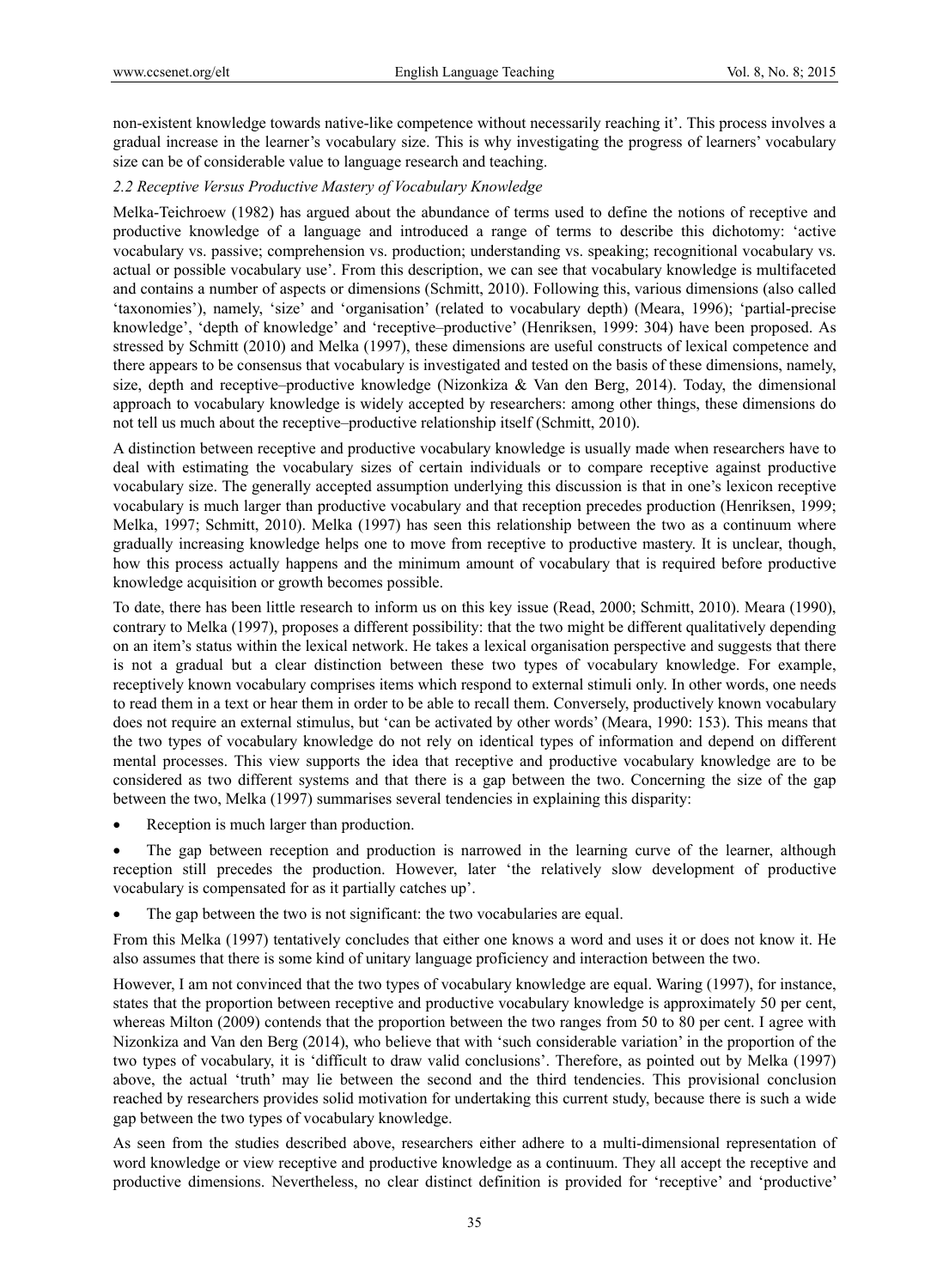non-existent knowledge towards native-like competence without necessarily reaching it'. This process involves a gradual increase in the learner's vocabulary size. This is why investigating the progress of learners' vocabulary size can be of considerable value to language research and teaching.

### *2.2 Receptive Versus Productive Mastery of Vocabulary Knowledge*

Melka-Teichroew (1982) has argued about the abundance of terms used to define the notions of receptive and productive knowledge of a language and introduced a range of terms to describe this dichotomy: 'active vocabulary vs. passive; comprehension vs. production; understanding vs. speaking; recognitional vocabulary vs. actual or possible vocabulary use'. From this description, we can see that vocabulary knowledge is multifaceted and contains a number of aspects or dimensions (Schmitt, 2010). Following this, various dimensions (also called 'taxonomies'), namely, 'size' and 'organisation' (related to vocabulary depth) (Meara, 1996); 'partial-precise knowledge', 'depth of knowledge' and 'receptive–productive' (Henriksen, 1999: 304) have been proposed. As stressed by Schmitt (2010) and Melka (1997), these dimensions are useful constructs of lexical competence and there appears to be consensus that vocabulary is investigated and tested on the basis of these dimensions, namely, size, depth and receptive–productive knowledge (Nizonkiza & Van den Berg, 2014). Today, the dimensional approach to vocabulary knowledge is widely accepted by researchers: among other things, these dimensions do not tell us much about the receptive–productive relationship itself (Schmitt, 2010).

A distinction between receptive and productive vocabulary knowledge is usually made when researchers have to deal with estimating the vocabulary sizes of certain individuals or to compare receptive against productive vocabulary size. The generally accepted assumption underlying this discussion is that in one's lexicon receptive vocabulary is much larger than productive vocabulary and that reception precedes production (Henriksen, 1999; Melka, 1997; Schmitt, 2010). Melka (1997) has seen this relationship between the two as a continuum where gradually increasing knowledge helps one to move from receptive to productive mastery. It is unclear, though, how this process actually happens and the minimum amount of vocabulary that is required before productive knowledge acquisition or growth becomes possible.

To date, there has been little research to inform us on this key issue (Read, 2000; Schmitt, 2010). Meara (1990), contrary to Melka (1997), proposes a different possibility: that the two might be different qualitatively depending on an item's status within the lexical network. He takes a lexical organisation perspective and suggests that there is not a gradual but a clear distinction between these two types of vocabulary knowledge. For example, receptively known vocabulary comprises items which respond to external stimuli only. In other words, one needs to read them in a text or hear them in order to be able to recall them. Conversely, productively known vocabulary does not require an external stimulus, but 'can be activated by other words' (Meara, 1990: 153). This means that the two types of vocabulary knowledge do not rely on identical types of information and depend on different mental processes. This view supports the idea that receptive and productive vocabulary knowledge are to be considered as two different systems and that there is a gap between the two. Concerning the size of the gap between the two, Melka (1997) summarises several tendencies in explaining this disparity:

- Reception is much larger than production.
- The gap between reception and production is narrowed in the learning curve of the learner, although reception still precedes the production. However, later 'the relatively slow development of productive vocabulary is compensated for as it partially catches up'.
- The gap between the two is not significant: the two vocabularies are equal.

From this Melka (1997) tentatively concludes that either one knows a word and uses it or does not know it. He also assumes that there is some kind of unitary language proficiency and interaction between the two.

However, I am not convinced that the two types of vocabulary knowledge are equal. Waring (1997), for instance, states that the proportion between receptive and productive vocabulary knowledge is approximately 50 per cent, whereas Milton (2009) contends that the proportion between the two ranges from 50 to 80 per cent. I agree with Nizonkiza and Van den Berg (2014), who believe that with 'such considerable variation' in the proportion of the two types of vocabulary, it is 'difficult to draw valid conclusions'. Therefore, as pointed out by Melka (1997) above, the actual 'truth' may lie between the second and the third tendencies. This provisional conclusion reached by researchers provides solid motivation for undertaking this current study, because there is such a wide gap between the two types of vocabulary knowledge.

As seen from the studies described above, researchers either adhere to a multi-dimensional representation of word knowledge or view receptive and productive knowledge as a continuum. They all accept the receptive and productive dimensions. Nevertheless, no clear distinct definition is provided for 'receptive' and 'productive'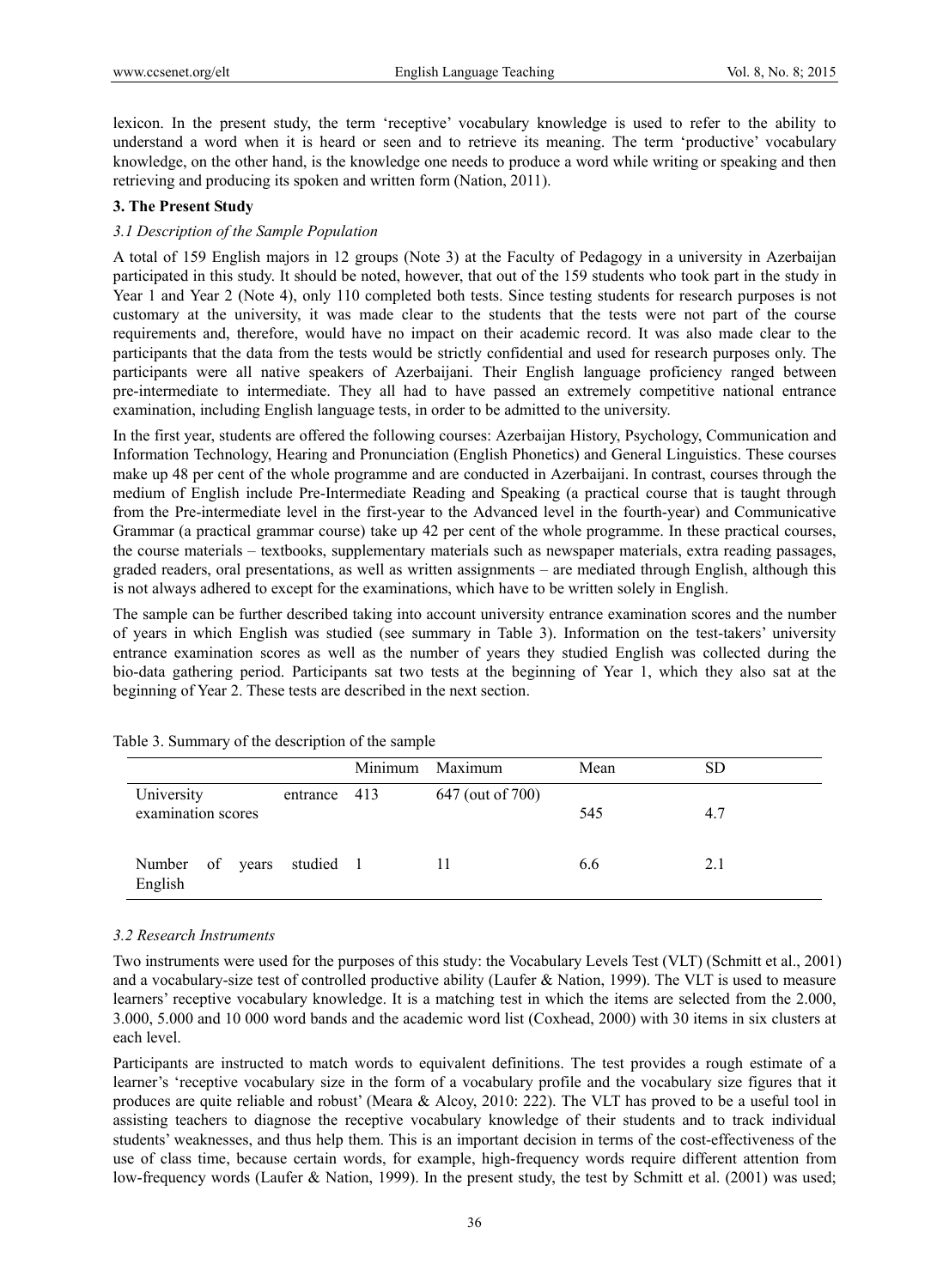lexicon. In the present study, the term 'receptive' vocabulary knowledge is used to refer to the ability to understand a word when it is heard or seen and to retrieve its meaning. The term 'productive' vocabulary knowledge, on the other hand, is the knowledge one needs to produce a word while writing or speaking and then retrieving and producing its spoken and written form (Nation, 2011).

## 3. The Present Study

### *3.1 Description of the Sample Population*

A total of 159 English majors in 12 groups (Note 3) at the Faculty of Pedagogy in a university in Azerbaijan participated in this study. It should be noted, however, that out of the 159 students who took part in the study in Year 1 and Year 2 (Note 4), only 110 completed both tests. Since testing students for research purposes is not customary at the university, it was made clear to the students that the tests were not part of the course requirements and, therefore, would have no impact on their academic record. It was also made clear to the participants that the data from the tests would be strictly confidential and used for research purposes only. The participants were all native speakers of Azerbaijani. Their English language proficiency ranged between pre-intermediate to intermediate. They all had to have passed an extremely competitive national entrance examination, including English language tests, in order to be admitted to the university.

In the first year, students are offered the following courses: Azerbaijan History, Psychology, Communication and Information Technology, Hearing and Pronunciation (English Phonetics) and General Linguistics. These courses make up 48 per cent of the whole programme and are conducted in Azerbaijani. In contrast, courses through the medium of English include Pre-Intermediate Reading and Speaking (a practical course that is taught through from the Pre-intermediate level in the first-year to the Advanced level in the fourth-year) and Communicative Grammar (a practical grammar course) take up 42 per cent of the whole programme. In these practical courses, the course materials – textbooks, supplementary materials such as newspaper materials, extra reading passages, graded readers, oral presentations, as well as written assignments – are mediated through English, although this is not always adhered to except for the examinations, which have to be written solely in English.

The sample can be further described taking into account university entrance examination scores and the number of years in which English was studied (see summary in Table 3). Information on the test-takers' university entrance examination scores as well as the number of years they studied English was collected during the bio-data gathering period. Participants sat two tests at the beginning of Year 1, which they also sat at the beginning of Year 2. These tests are described in the next section.

Table 3. Summary of the description of the sample

| | Minimum | Maximum | Mean | SD |
|---|---|---|---|---|
| University entrance examination scores | 413 | 647 (out of 700) | 545 | 4.7 |
| Number of years studied English | 1 | 11 | 6.6 | 2.1 |

### *3.2 Research Instruments*

Two instruments were used for the purposes of this study: the Vocabulary Levels Test (VLT) (Schmitt et al., 2001) and a vocabulary-size test of controlled productive ability (Laufer & Nation, 1999). The VLT is used to measure learners' receptive vocabulary knowledge. It is a matching test in which the items are selected from the 2.000, 3.000, 5.000 and 10 000 word bands and the academic word list (Coxhead, 2000) with 30 items in six clusters at each level.

Participants are instructed to match words to equivalent definitions. The test provides a rough estimate of a learner's 'receptive vocabulary size in the form of a vocabulary profile and the vocabulary size figures that it produces are quite reliable and robust' (Meara & Alcoy, 2010: 222). The VLT has proved to be a useful tool in assisting teachers to diagnose the receptive vocabulary knowledge of their students and to track individual students' weaknesses, and thus help them. This is an important decision in terms of the cost-effectiveness of the use of class time, because certain words, for example, high-frequency words require different attention from low-frequency words (Laufer & Nation, 1999). In the present study, the test by Schmitt et al. (2001) was used;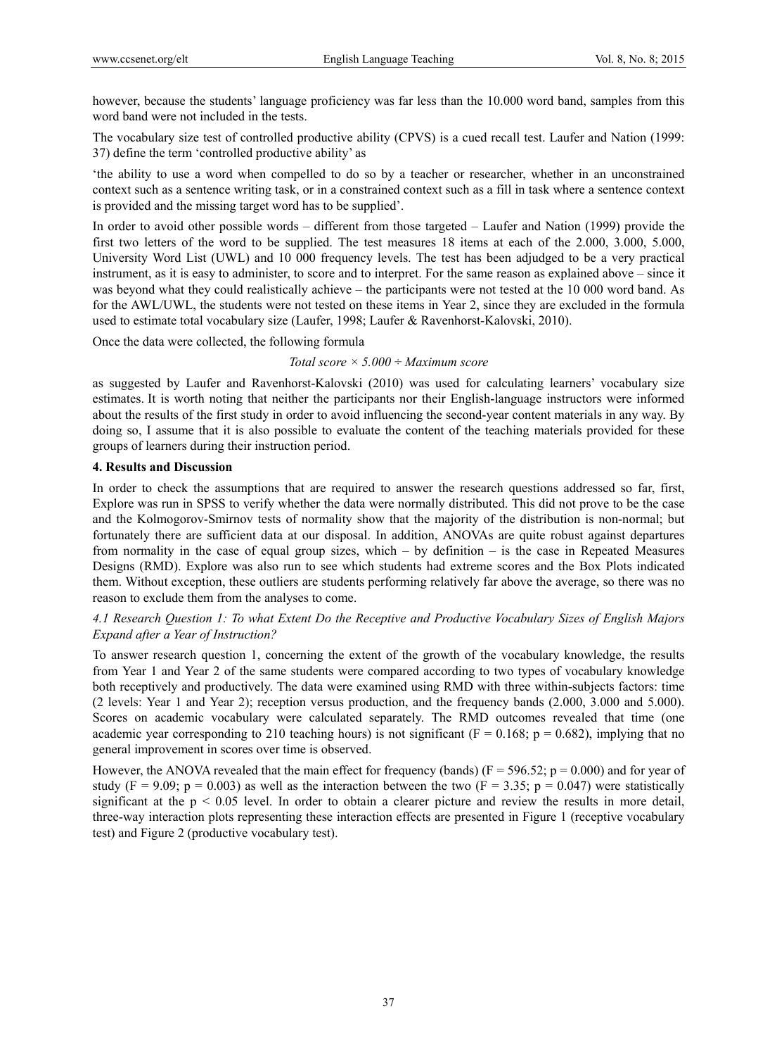however, because the students' language proficiency was far less than the 10.000 word band, samples from this word band were not included in the tests.

The vocabulary size test of controlled productive ability (CPVS) is a cued recall test. Laufer and Nation (1999: 37) define the term 'controlled productive ability' as

'the ability to use a word when compelled to do so by a teacher or researcher, whether in an unconstrained context such as a sentence writing task, or in a constrained context such as a fill in task where a sentence context is provided and the missing target word has to be supplied'.

In order to avoid other possible words – different from those targeted – Laufer and Nation (1999) provide the first two letters of the word to be supplied. The test measures 18 items at each of the 2.000, 3.000, 5.000, University Word List (UWL) and 10 000 frequency levels. The test has been adjudged to be a very practical instrument, as it is easy to administer, to score and to interpret. For the same reason as explained above – since it was beyond what they could realistically achieve – the participants were not tested at the 10 000 word band. As for the AWL/UWL, the students were not tested on these items in Year 2, since they are excluded in the formula used to estimate total vocabulary size (Laufer, 1998; Laufer & Ravenhorst-Kalovski, 2010).

Once the data were collected, the following formula

$$\textit{Total score} \times 5.000 \div \textit{Maximum score}$$

as suggested by Laufer and Ravenhorst-Kalovski (2010) was used for calculating learners' vocabulary size estimates. It is worth noting that neither the participants nor their English-language instructors were informed about the results of the first study in order to avoid influencing the second-year content materials in any way. By doing so, I assume that it is also possible to evaluate the content of the teaching materials provided for these groups of learners during their instruction period.

## 4. Results and Discussion

In order to check the assumptions that are required to answer the research questions addressed so far, first, Explore was run in SPSS to verify whether the data were normally distributed. This did not prove to be the case and the Kolmogorov-Smirnov tests of normality show that the majority of the distribution is non-normal; but fortunately there are sufficient data at our disposal. In addition, ANOVAs are quite robust against departures from normality in the case of equal group sizes, which – by definition – is the case in Repeated Measures Designs (RMD). Explore was also run to see which students had extreme scores and the Box Plots indicated them. Without exception, these outliers are students performing relatively far above the average, so there was no reason to exclude them from the analyses to come.

### *4.1 Research Question 1: To what Extent Do the Receptive and Productive Vocabulary Sizes of English Majors Expand after a Year of Instruction?*

To answer research question 1, concerning the extent of the growth of the vocabulary knowledge, the results from Year 1 and Year 2 of the same students were compared according to two types of vocabulary knowledge both receptively and productively. The data were examined using RMD with three within-subjects factors: time (2 levels: Year 1 and Year 2); reception versus production, and the frequency bands (2.000, 3.000 and 5.000). Scores on academic vocabulary were calculated separately. The RMD outcomes revealed that time (one academic year corresponding to 210 teaching hours) is not significant ($F = 0.168$; $p = 0.682$), implying that no general improvement in scores over time is observed.

However, the ANOVA revealed that the main effect for frequency (bands) ($F = 596.52$; $p = 0.000$) and for year of study ($F = 9.09$; $p = 0.003$) as well as the interaction between the two ($F = 3.35$; $p = 0.047$) were statistically significant at the $p < 0.05$ level. In order to obtain a clearer picture and review the results in more detail, three-way interaction plots representing these interaction effects are presented in Figure 1 (receptive vocabulary test) and Figure 2 (productive vocabulary test).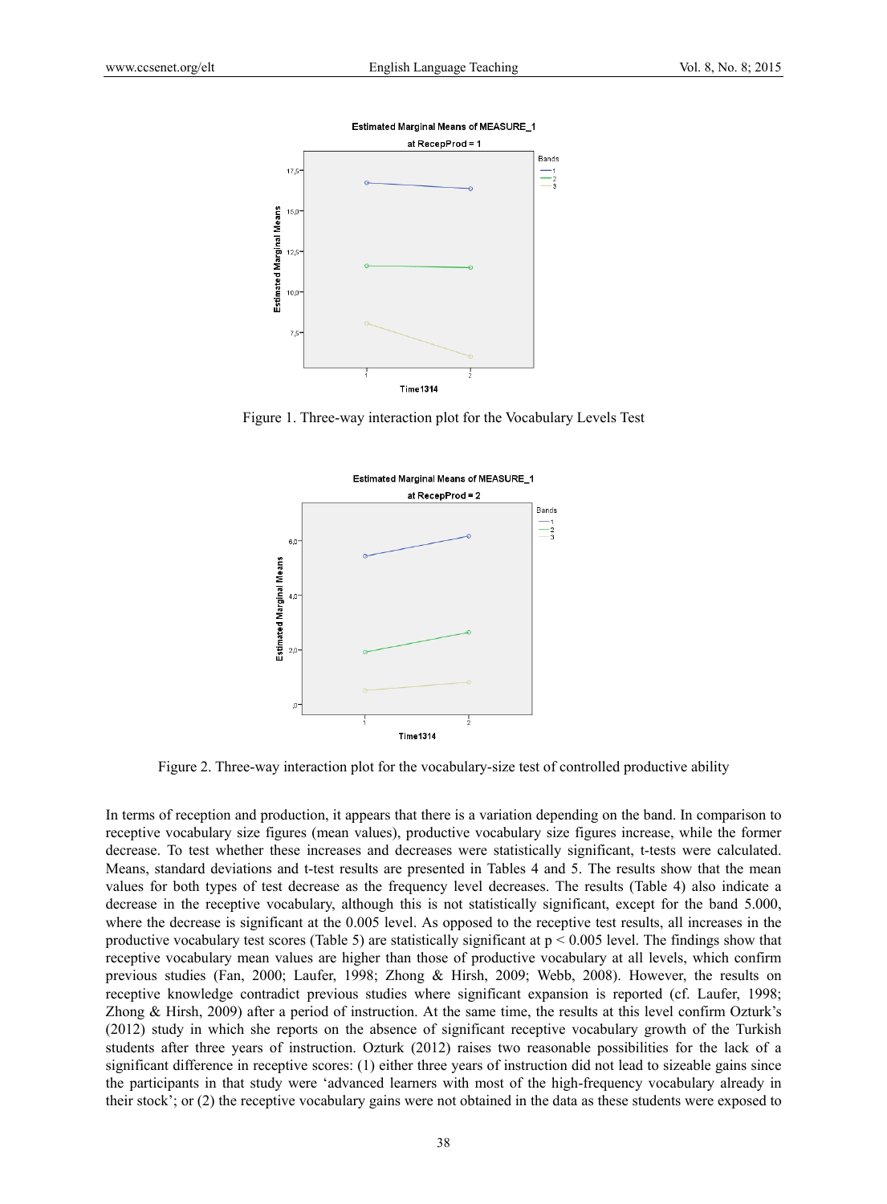Figure 1. Three-way interaction plot for the Vocabulary Levels Test

Figure 2. Three-way interaction plot for the vocabulary-size test of controlled productive ability

In terms of reception and production, it appears that there is a variation depending on the band. In comparison to receptive vocabulary size figures (mean values), productive vocabulary size figures increase, while the former decrease. To test whether these increases and decreases were statistically significant, t-tests were calculated. Means, standard deviations and t-test results are presented in Tables 4 and 5. The results show that the mean values for both types of test decrease as the frequency level decreases. The results (Table 4) also indicate a decrease in the receptive vocabulary, although this is not statistically significant, except for the band 5.000, where the decrease is significant at the 0.005 level. As opposed to the receptive test results, all increases in the productive vocabulary test scores (Table 5) are statistically significant at $p < 0.005$ level. The findings show that receptive vocabulary mean values are higher than those of productive vocabulary at all levels, which confirm previous studies (Fan, 2000; Laufer, 1998; Zhong & Hirsh, 2009; Webb, 2008). However, the results on receptive knowledge contradict previous studies where significant expansion is reported (cf. Laufer, 1998; Zhong & Hirsh, 2009) after a period of instruction. At the same time, the results at this level confirm Ozturk's (2012) study in which she reports on the absence of significant receptive vocabulary growth of the Turkish students after three years of instruction. Ozturk (2012) raises two reasonable possibilities for the lack of a significant difference in receptive scores: (1) either three years of instruction did not lead to sizeable gains since the participants in that study were 'advanced learners with most of the high-frequency vocabulary already in their stock'; or (2) the receptive vocabulary gains were not obtained in the data as these students were exposed to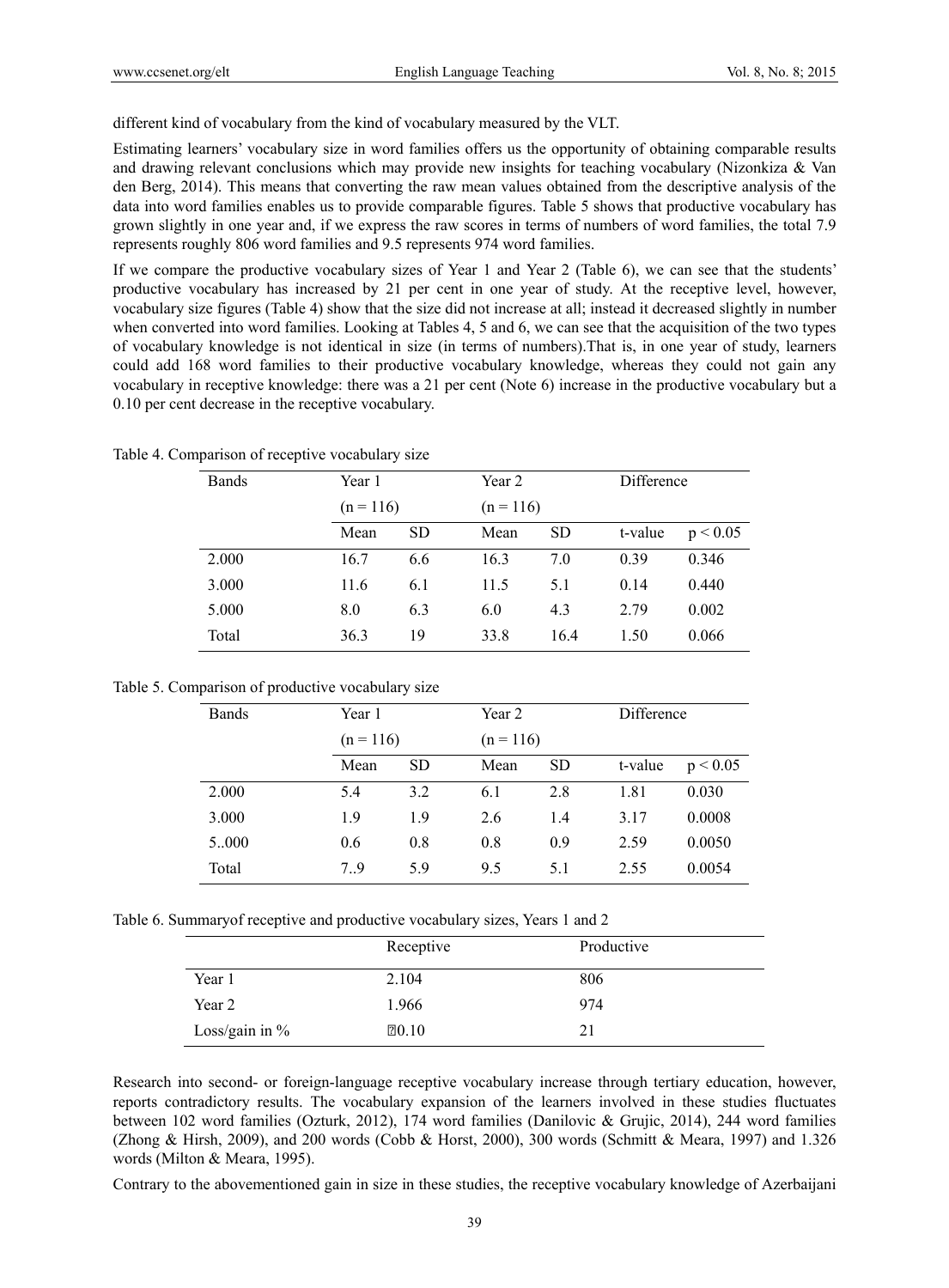different kind of vocabulary from the kind of vocabulary measured by the VLT.

Estimating learners' vocabulary size in word families offers us the opportunity of obtaining comparable results and drawing relevant conclusions which may provide new insights for teaching vocabulary (Nizonkiza & Van den Berg, 2014). This means that converting the raw mean values obtained from the descriptive analysis of the data into word families enables us to provide comparable figures. Table 5 shows that productive vocabulary has grown slightly in one year and, if we express the raw scores in terms of numbers of word families, the total 7.9 represents roughly 806 word families and 9.5 represents 974 word families.

If we compare the productive vocabulary sizes of Year 1 and Year 2 (Table 6), we can see that the students' productive vocabulary has increased by 21 per cent in one year of study. At the receptive level, however, vocabulary size figures (Table 4) show that the size did not increase at all; instead it decreased slightly in number when converted into word families. Looking at Tables 4, 5 and 6, we can see that the acquisition of the two types of vocabulary knowledge is not identical in size (in terms of numbers).That is, in one year of study, learners could add 168 word families to their productive vocabulary knowledge, whereas they could not gain any vocabulary in receptive knowledge: there was a 21 per cent (Note 6) increase in the productive vocabulary but a 0.10 per cent decrease in the receptive vocabulary.

Table 4. Comparison of receptive vocabulary size

| Bands | Year 1 | | Year 2 | | Difference | |
|---|---|---|---|---|---|---|
| | (n = 116) | | (n = 116) | | | |
| | Mean | SD | Mean | SD | t-value | $p < 0.05$ |
| 2.000 | 16.7 | 6.6 | 16.3 | 7.0 | 0.39 | 0.346 |
| 3.000 | 11.6 | 6.1 | 11.5 | 5.1 | 0.14 | 0.440 |
| 5.000 | 8.0 | 6.3 | 6.0 | 4.3 | 2.79 | 0.002 |
| Total | 36.3 | 19 | 33.8 | 16.4 | 1.50 | 0.066 |

Table 5. Comparison of productive vocabulary size

| Bands | Year 1 | | Year 2 | | Difference | |
|---|---|---|---|---|---|---|
| | (n = 116) | | (n = 116) | | | |
| | Mean | SD | Mean | SD | t-value | $p < 0.05$ |
| 2.000 | 5.4 | 3.2 | 6.1 | 2.8 | 1.81 | 0.030 |
| 3.000 | 1.9 | 1.9 | 2.6 | 1.4 | 3.17 | 0.0008 |
| 5..000 | 0.6 | 0.8 | 0.8 | 0.9 | 2.59 | 0.0050 |
| Total | 7..9 | 5.9 | 9.5 | 5.1 | 2.55 | 0.0054 |

Table 6. Summaryof receptive and productive vocabulary sizes, Years 1 and 2

| | Receptive | Productive |
|---|---|---|
| Year 1 | 2.104 | 806 |
| Year 2 | 1.966 | 974 |
| Loss/gain in % | �0.10 | 21 |

Research into second- or foreign-language receptive vocabulary increase through tertiary education, however, reports contradictory results. The vocabulary expansion of the learners involved in these studies fluctuates between 102 word families (Ozturk, 2012), 174 word families (Danilovic & Grujic, 2014), 244 word families (Zhong & Hirsh, 2009), and 200 words (Cobb & Horst, 2000), 300 words (Schmitt & Meara, 1997) and 1.326 words (Milton & Meara, 1995).

Contrary to the abovementioned gain in size in these studies, the receptive vocabulary knowledge of Azerbaijani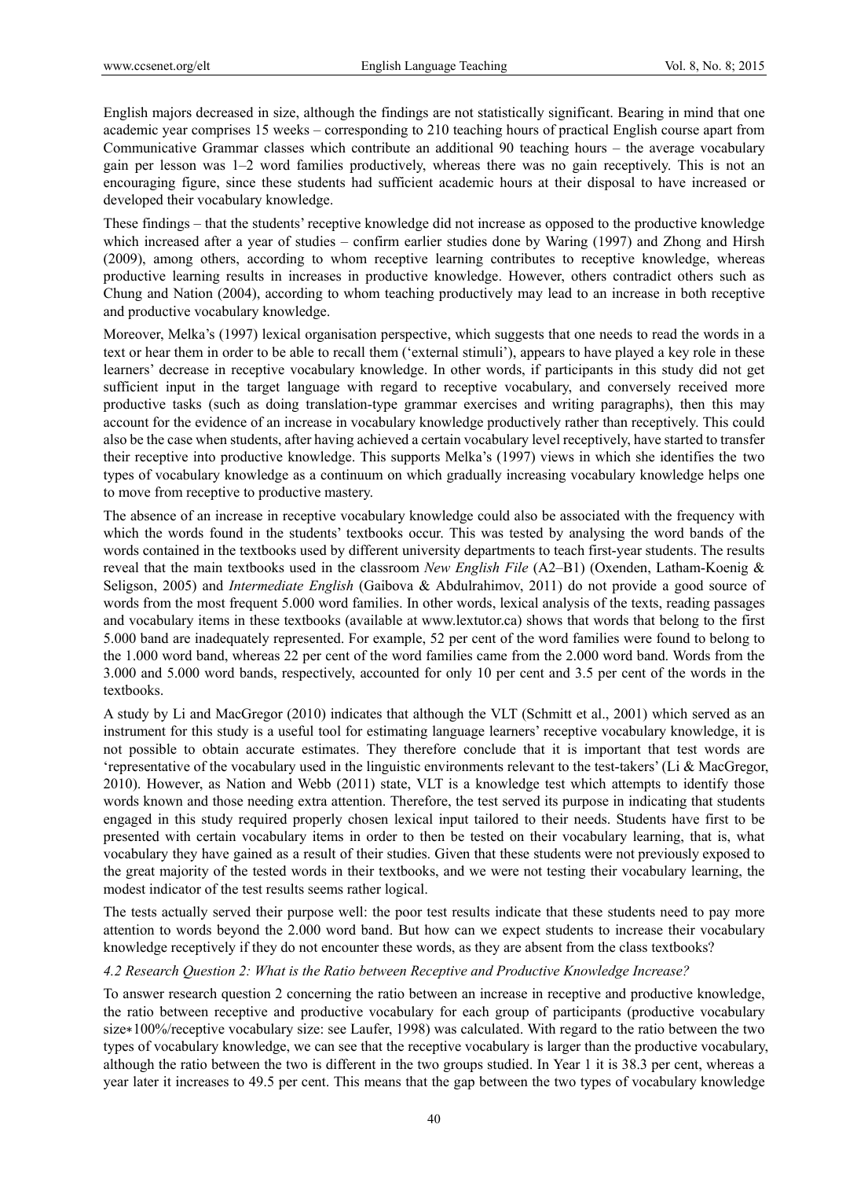English majors decreased in size, although the findings are not statistically significant. Bearing in mind that one academic year comprises 15 weeks – corresponding to 210 teaching hours of practical English course apart from Communicative Grammar classes which contribute an additional 90 teaching hours – the average vocabulary gain per lesson was 1–2 word families productively, whereas there was no gain receptively. This is not an encouraging figure, since these students had sufficient academic hours at their disposal to have increased or developed their vocabulary knowledge.

These findings – that the students' receptive knowledge did not increase as opposed to the productive knowledge which increased after a year of studies – confirm earlier studies done by Waring (1997) and Zhong and Hirsh (2009), among others, according to whom receptive learning contributes to receptive knowledge, whereas productive learning results in increases in productive knowledge. However, others contradict others such as Chung and Nation (2004), according to whom teaching productively may lead to an increase in both receptive and productive vocabulary knowledge.

Moreover, Melka's (1997) lexical organisation perspective, which suggests that one needs to read the words in a text or hear them in order to be able to recall them ('external stimuli'), appears to have played a key role in these learners' decrease in receptive vocabulary knowledge. In other words, if participants in this study did not get sufficient input in the target language with regard to receptive vocabulary, and conversely received more productive tasks (such as doing translation-type grammar exercises and writing paragraphs), then this may account for the evidence of an increase in vocabulary knowledge productively rather than receptively. This could also be the case when students, after having achieved a certain vocabulary level receptively, have started to transfer their receptive into productive knowledge. This supports Melka's (1997) views in which she identifies the two types of vocabulary knowledge as a continuum on which gradually increasing vocabulary knowledge helps one to move from receptive to productive mastery.

The absence of an increase in receptive vocabulary knowledge could also be associated with the frequency with which the words found in the students' textbooks occur. This was tested by analysing the word bands of the words contained in the textbooks used by different university departments to teach first-year students. The results reveal that the main textbooks used in the classroom *New English File* (A2–B1) (Oxenden, Latham-Koenig & Seligson, 2005) and *Intermediate English* (Gaibova & Abdulrahimov, 2011) do not provide a good source of words from the most frequent 5.000 word families. In other words, lexical analysis of the texts, reading passages and vocabulary items in these textbooks (available at www.lextutor.ca) shows that words that belong to the first 5.000 band are inadequately represented. For example, 52 per cent of the word families were found to belong to the 1.000 word band, whereas 22 per cent of the word families came from the 2.000 word band. Words from the 3.000 and 5.000 word bands, respectively, accounted for only 10 per cent and 3.5 per cent of the words in the textbooks.

A study by Li and MacGregor (2010) indicates that although the VLT (Schmitt et al., 2001) which served as an instrument for this study is a useful tool for estimating language learners' receptive vocabulary knowledge, it is not possible to obtain accurate estimates. They therefore conclude that it is important that test words are 'representative of the vocabulary used in the linguistic environments relevant to the test-takers' (Li & MacGregor, 2010). However, as Nation and Webb (2011) state, VLT is a knowledge test which attempts to identify those words known and those needing extra attention. Therefore, the test served its purpose in indicating that students engaged in this study required properly chosen lexical input tailored to their needs. Students have first to be presented with certain vocabulary items in order to then be tested on their vocabulary learning, that is, what vocabulary they have gained as a result of their studies. Given that these students were not previously exposed to the great majority of the tested words in their textbooks, and we were not testing their vocabulary learning, the modest indicator of the test results seems rather logical.

The tests actually served their purpose well: the poor test results indicate that these students need to pay more attention to words beyond the 2.000 word band. But how can we expect students to increase their vocabulary knowledge receptively if they do not encounter these words, as they are absent from the class textbooks?

#### *4.2 Research Question 2: What is the Ratio between Receptive and Productive Knowledge Increase?*

To answer research question 2 concerning the ratio between an increase in receptive and productive knowledge, the ratio between receptive and productive vocabulary for each group of participants (productive vocabulary size∗100%/receptive vocabulary size: see Laufer, 1998) was calculated. With regard to the ratio between the two types of vocabulary knowledge, we can see that the receptive vocabulary is larger than the productive vocabulary, although the ratio between the two is different in the two groups studied. In Year 1 it is 38.3 per cent, whereas a year later it increases to 49.5 per cent. This means that the gap between the two types of vocabulary knowledge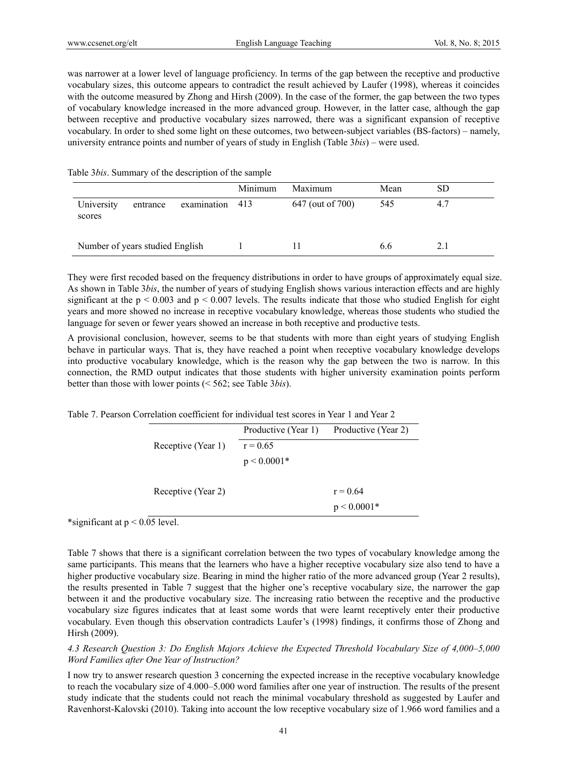was narrower at a lower level of language proficiency. In terms of the gap between the receptive and productive vocabulary sizes, this outcome appears to contradict the result achieved by Laufer (1998), whereas it coincides with the outcome measured by Zhong and Hirsh (2009). In the case of the former, the gap between the two types of vocabulary knowledge increased in the more advanced group. However, in the latter case, although the gap between receptive and productive vocabulary sizes narrowed, there was a significant expansion of receptive vocabulary. In order to shed some light on these outcomes, two between-subject variables (BS-factors) – namely, university entrance points and number of years of study in English (Table 3*bis*) – were used.

Table 3*bis*. Summary of the description of the sample

| | Minimum | Maximum | Mean | SD |
|---|---|---|---|---|
| University entrance examination scores | 413 | 647 (out of 700) | 545 | 4.7 |
| Number of years studied English | 1 | 11 | 6.6 | 2.1 |

They were first recoded based on the frequency distributions in order to have groups of approximately equal size. As shown in Table 3*bis*, the number of years of studying English shows various interaction effects and are highly significant at the $p < 0.003$ and $p < 0.007$ levels. The results indicate that those who studied English for eight years and more showed no increase in receptive vocabulary knowledge, whereas those students who studied the language for seven or fewer years showed an increase in both receptive and productive tests.

A provisional conclusion, however, seems to be that students with more than eight years of studying English behave in particular ways. That is, they have reached a point when receptive vocabulary knowledge develops into productive vocabulary knowledge, which is the reason why the gap between the two is narrow. In this connection, the RMD output indicates that those students with higher university examination points perform better than those with lower points (< 562; see Table 3*bis*).

Table 7. Pearson Correlation coefficient for individual test scores in Year 1 and Year 2

| | Productive (Year 1) | Productive (Year 2) |
|---|---|---|
| Receptive (Year 1) | $r = 0.65$<br>$p < 0.0001$* | |
| Receptive (Year 2) | | $r = 0.64$<br>$p < 0.0001$* |

*significant at $p < 0.05$ level.

Table 7 shows that there is a significant correlation between the two types of vocabulary knowledge among the same participants. This means that the learners who have a higher receptive vocabulary size also tend to have a higher productive vocabulary size. Bearing in mind the higher ratio of the more advanced group (Year 2 results), the results presented in Table 7 suggest that the higher one's receptive vocabulary size, the narrower the gap between it and the productive vocabulary size. The increasing ratio between the receptive and the productive vocabulary size figures indicates that at least some words that were learnt receptively enter their productive vocabulary. Even though this observation contradicts Laufer's (1998) findings, it confirms those of Zhong and Hirsh (2009).

### *4.3 Research Question 3: Do English Majors Achieve the Expected Threshold Vocabulary Size of 4,000–5,000 Word Families after One Year of Instruction?*

I now try to answer research question 3 concerning the expected increase in the receptive vocabulary knowledge to reach the vocabulary size of 4.000–5.000 word families after one year of instruction. The results of the present study indicate that the students could not reach the minimal vocabulary threshold as suggested by Laufer and Ravenhorst-Kalovski (2010). Taking into account the low receptive vocabulary size of 1.966 word families and a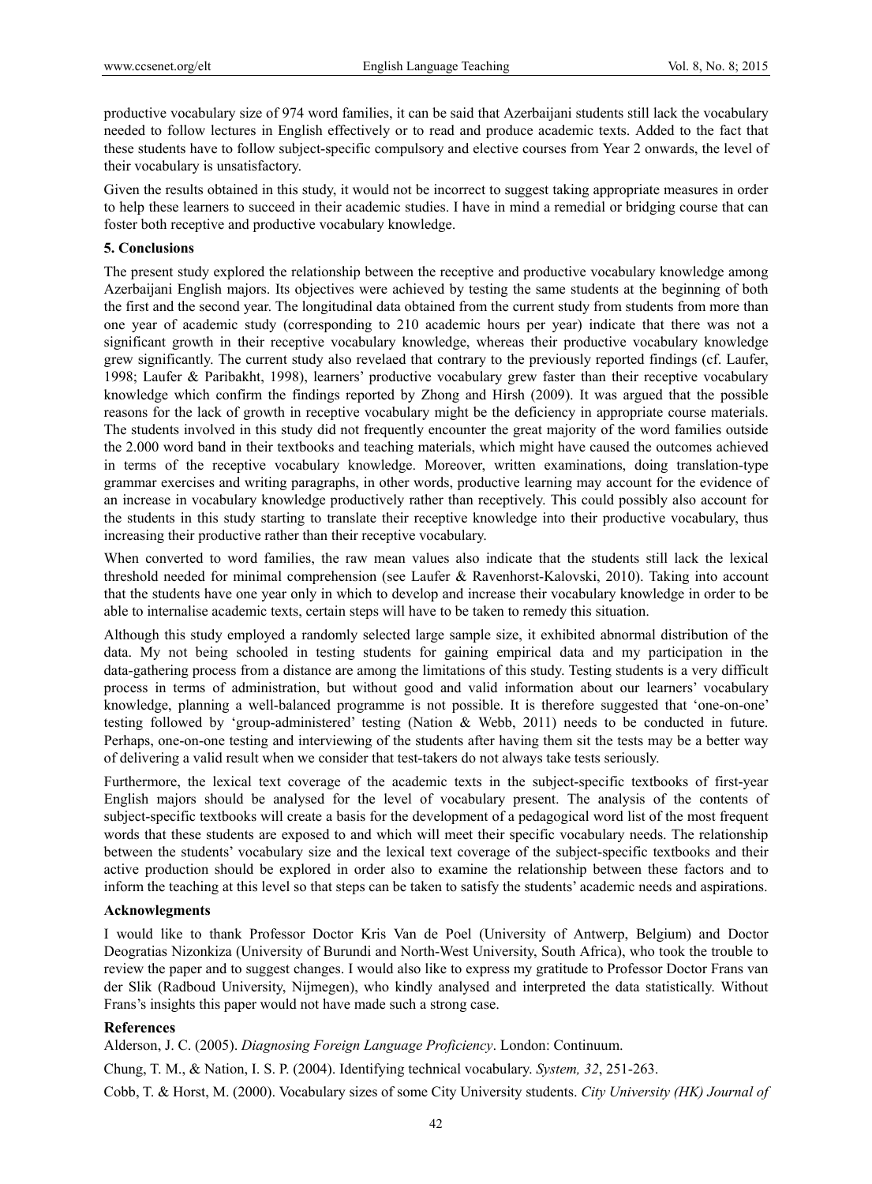productive vocabulary size of 974 word families, it can be said that Azerbaijani students still lack the vocabulary needed to follow lectures in English effectively or to read and produce academic texts. Added to the fact that these students have to follow subject-specific compulsory and elective courses from Year 2 onwards, the level of their vocabulary is unsatisfactory.

Given the results obtained in this study, it would not be incorrect to suggest taking appropriate measures in order to help these learners to succeed in their academic studies. I have in mind a remedial or bridging course that can foster both receptive and productive vocabulary knowledge.

## 5. Conclusions

The present study explored the relationship between the receptive and productive vocabulary knowledge among Azerbaijani English majors. Its objectives were achieved by testing the same students at the beginning of both the first and the second year. The longitudinal data obtained from the current study from students from more than one year of academic study (corresponding to 210 academic hours per year) indicate that there was not a significant growth in their receptive vocabulary knowledge, whereas their productive vocabulary knowledge grew significantly. The current study also revelaed that contrary to the previously reported findings (cf. Laufer, 1998; Laufer & Paribakht, 1998), learners' productive vocabulary grew faster than their receptive vocabulary knowledge which confirm the findings reported by Zhong and Hirsh (2009). It was argued that the possible reasons for the lack of growth in receptive vocabulary might be the deficiency in appropriate course materials. The students involved in this study did not frequently encounter the great majority of the word families outside the 2.000 word band in their textbooks and teaching materials, which might have caused the outcomes achieved in terms of the receptive vocabulary knowledge. Moreover, written examinations, doing translation-type grammar exercises and writing paragraphs, in other words, productive learning may account for the evidence of an increase in vocabulary knowledge productively rather than receptively. This could possibly also account for the students in this study starting to translate their receptive knowledge into their productive vocabulary, thus increasing their productive rather than their receptive vocabulary.

When converted to word families, the raw mean values also indicate that the students still lack the lexical threshold needed for minimal comprehension (see Laufer & Ravenhorst-Kalovski, 2010). Taking into account that the students have one year only in which to develop and increase their vocabulary knowledge in order to be able to internalise academic texts, certain steps will have to be taken to remedy this situation.

Although this study employed a randomly selected large sample size, it exhibited abnormal distribution of the data. My not being schooled in testing students for gaining empirical data and my participation in the data-gathering process from a distance are among the limitations of this study. Testing students is a very difficult process in terms of administration, but without good and valid information about our learners' vocabulary knowledge, planning a well-balanced programme is not possible. It is therefore suggested that 'one-on-one' testing followed by 'group-administered' testing (Nation & Webb, 2011) needs to be conducted in future. Perhaps, one-on-one testing and interviewing of the students after having them sit the tests may be a better way of delivering a valid result when we consider that test-takers do not always take tests seriously.

Furthermore, the lexical text coverage of the academic texts in the subject-specific textbooks of first-year English majors should be analysed for the level of vocabulary present. The analysis of the contents of subject-specific textbooks will create a basis for the development of a pedagogical word list of the most frequent words that these students are exposed to and which will meet their specific vocabulary needs. The relationship between the students' vocabulary size and the lexical text coverage of the subject-specific textbooks and their active production should be explored in order also to examine the relationship between these factors and to inform the teaching at this level so that steps can be taken to satisfy the students' academic needs and aspirations.

## Acknowlegments

I would like to thank Professor Doctor Kris Van de Poel (University of Antwerp, Belgium) and Doctor Deogratias Nizonkiza (University of Burundi and North-West University, South Africa), who took the trouble to review the paper and to suggest changes. I would also like to express my gratitude to Professor Doctor Frans van der Slik (Radboud University, Nijmegen), who kindly analysed and interpreted the data statistically. Without Frans's insights this paper would not have made such a strong case.

## References

Alderson, J. C. (2005). *Diagnosing Foreign Language Proficiency*. London: Continuum.

Chung, T. M., & Nation, I. S. P. (2004). Identifying technical vocabulary. *System, 32*, 251-263.

Cobb, T. & Horst, M. (2000). Vocabulary sizes of some City University students. *City University (HK) Journal of*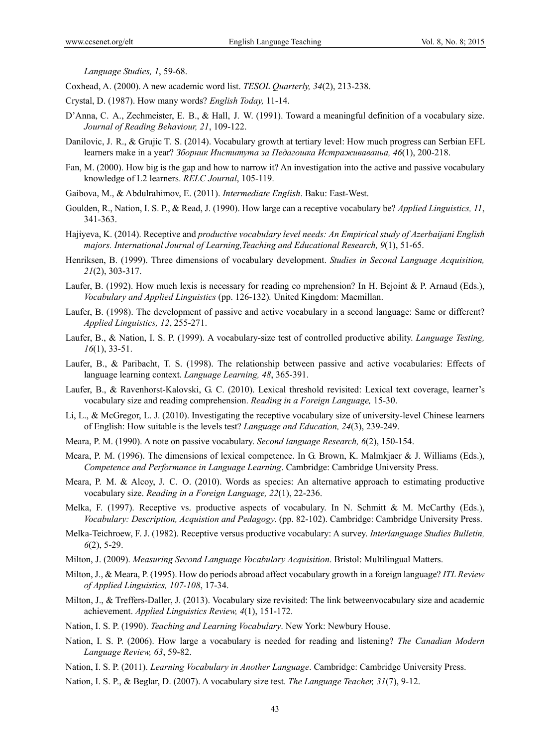*Language Studies, 1*, 59-68.

Coxhead, A. (2000). A new academic word list. *TESOL Quarterly, 34*(2), 213-238.

Crystal, D. (1987). How many words? *English Today,* 11-14.

D'Anna, C. A., Zechmeister, E. B., & Hall, J. W. (1991). Toward a meaningful definition of a vocabulary size. *Journal of Reading Behaviour, 21*, 109-122.

Danilovic, J. R., & Grujic T. S. (2014). Vocabulary growth at tertiary level: How much progress can Serbian EFL learners make in a year? *Зборник Института за Педагошка Истраживања, 46*(1), 200-218.

Fan, M. (2000). How big is the gap and how to narrow it? An investigation into the active and passive vocabulary knowledge of L2 learners. *RELC Journal*, 105-119.

Gaibova, M., & Abdulrahimov, E. (2011). *Intermediate English*. Baku: East-West.

Goulden, R., Nation, I. S. P., & Read, J. (1990). How large can a receptive vocabulary be? *Applied Linguistics, 11*, 341-363.

Hajiyeva, K. (2014). Receptive and *productive vocabulary level needs: An Empirical study of Azerbaijani English majors. International Journal of Learning,Teaching and Educational Research, 9*(1), 51-65.

Henriksen, B. (1999). Three dimensions of vocabulary development. *Studies in Second Language Acquisition, 21*(2), 303-317.

Laufer, B. (1992). How much lexis is necessary for reading co mprehension? In H. Bejoint & P. Arnaud (Eds.), *Vocabulary and Applied Linguistics* (pp. 126-132)*.* United Kingdom: Macmillan.

Laufer, B. (1998). The development of passive and active vocabulary in a second language: Same or different? *Applied Linguistics, 12*, 255-271.

Laufer, B., & Nation, I. S. P. (1999). A vocabulary-size test of controlled productive ability. *Language Testing, 16*(1), 33-51.

Laufer, B., & Paribacht, T. S. (1998). The relationship between passive and active vocabularies: Effects of language learning context. *Language Learning, 48*, 365-391.

Laufer, B., & Ravenhorst-Kalovski, G. C. (2010). Lexical threshold revisited: Lexical text coverage, learner's vocabulary size and reading comprehension. *Reading in a Foreign Language,* 15-30.

Li, L., & McGregor, L. J. (2010). Investigating the receptive vocabulary size of university-level Chinese learners of English: How suitable is the levels test? *Language and Education, 24*(3), 239-249.

Meara, P. M. (1990). A note on passive vocabulary. *Second language Research, 6*(2), 150-154.

Meara, P. M. (1996). The dimensions of lexical competence. In G. Brown, K. Malmkjaer & J. Williams (Eds.), *Competence and Performance in Language Learning*. Cambridge: Cambridge University Press.

Meara, P. M. & Alcoy, J. C. O. (2010). Words as species: An alternative approach to estimating productive vocabulary size. *Reading in a Foreign Language, 22*(1), 22-236.

Melka, F. (1997). Receptive vs. productive aspects of vocabulary. In N. Schmitt & M. McCarthy (Eds.), *Vocabulary: Description, Acquistion and Pedagogy*. (pp. 82-102). Cambridge: Cambridge University Press.

Melka-Teichroew, F. J. (1982). Receptive versus productive vocabulary: A survey. *Interlanguage Studies Bulletin, 6*(2), 5-29.

Milton, J. (2009). *Measuring Second Language Vocabulary Acquisition*. Bristol: Multilingual Matters.

Milton, J., & Meara, P. (1995). How do periods abroad affect vocabulary growth in a foreign language? *ITL Review of Applied Linguistics, 107-108*, 17-34.

Milton, J., & Treffers-Daller, J. (2013). Vocabulary size revisited: The link betweenvocabulary size and academic achievement. *Applied Linguistics Review, 4*(1), 151-172.

Nation, I. S. P. (1990). *Teaching and Learning Vocabulary*. New York: Newbury House.

Nation, I. S. P. (2006). How large a vocabulary is needed for reading and listening? *The Canadian Modern Language Review, 63*, 59-82.

Nation, I. S. P. (2011). *Learning Vocabulary in Another Language*. Cambridge: Cambridge University Press.

Nation, I. S. P., & Beglar, D. (2007). A vocabulary size test. *The Language Teacher, 31*(7), 9-12.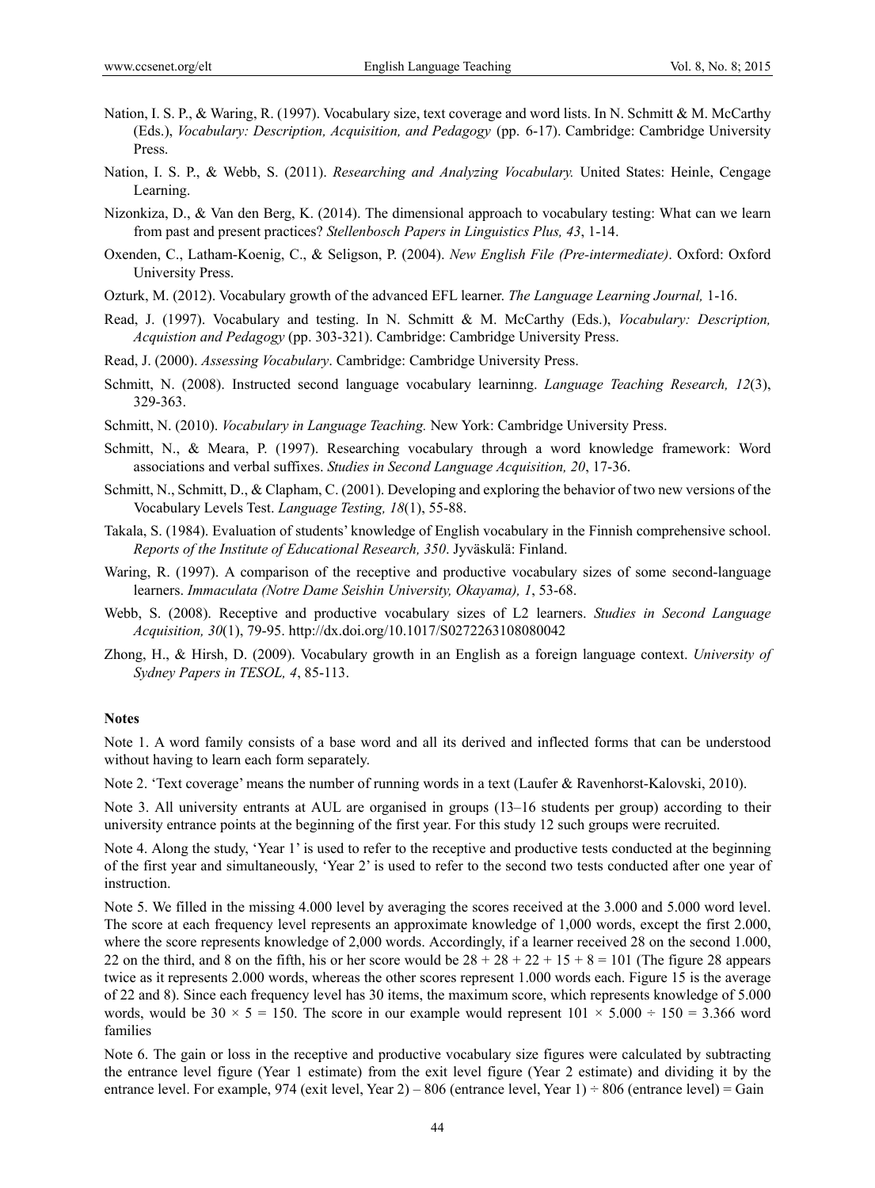Nation, I. S. P., & Waring, R. (1997). Vocabulary size, text coverage and word lists. In N. Schmitt & M. McCarthy (Eds.), *Vocabulary: Description, Acquisition, and Pedagogy* (pp. 6-17). Cambridge: Cambridge University Press.

Nation, I. S. P., & Webb, S. (2011). *Researching and Analyzing Vocabulary.* United States: Heinle, Cengage Learning.

Nizonkiza, D., & Van den Berg, K. (2014). The dimensional approach to vocabulary testing: What can we learn from past and present practices? *Stellenbosch Papers in Linguistics Plus, 43*, 1-14.

Oxenden, C., Latham-Koenig, C., & Seligson, P. (2004). *New English File (Pre-intermediate)*. Oxford: Oxford University Press.

Ozturk, M. (2012). Vocabulary growth of the advanced EFL learner. *The Language Learning Journal,* 1-16.

Read, J. (1997). Vocabulary and testing. In N. Schmitt & M. McCarthy (Eds.), *Vocabulary: Description, Acquistion and Pedagogy* (pp. 303-321). Cambridge: Cambridge University Press.

Read, J. (2000). *Assessing Vocabulary*. Cambridge: Cambridge University Press.

Schmitt, N. (2008). Instructed second language vocabulary learninng. *Language Teaching Research, 12*(3), 329-363.

Schmitt, N. (2010). *Vocabulary in Language Teaching.* New York: Cambridge University Press.

Schmitt, N., & Meara, P. (1997). Researching vocabulary through a word knowledge framework: Word associations and verbal suffixes. *Studies in Second Language Acquisition, 20*, 17-36.

Schmitt, N., Schmitt, D., & Clapham, C. (2001). Developing and exploring the behavior of two new versions of the Vocabulary Levels Test. *Language Testing, 18*(1), 55-88.

Takala, S. (1984). Evaluation of students' knowledge of English vocabulary in the Finnish comprehensive school. *Reports of the Institute of Educational Research, 350*. Jyväskulä: Finland.

Waring, R. (1997). A comparison of the receptive and productive vocabulary sizes of some second-language learners. *Immaculata (Notre Dame Seishin University, Okayama), 1*, 53-68.

Webb, S. (2008). Receptive and productive vocabulary sizes of L2 learners. *Studies in Second Language Acquisition, 30*(1), 79-95. http://dx.doi.org/10.1017/S0272263108080042

Zhong, H., & Hirsh, D. (2009). Vocabulary growth in an English as a foreign language context. *University of Sydney Papers in TESOL, 4*, 85-113.

**Notes**

Note 1. A word family consists of a base word and all its derived and inflected forms that can be understood without having to learn each form separately.

Note 2. 'Text coverage' means the number of running words in a text (Laufer & Ravenhorst-Kalovski, 2010).

Note 3. All university entrants at AUL are organised in groups (13–16 students per group) according to their university entrance points at the beginning of the first year. For this study 12 such groups were recruited.

Note 4. Along the study, 'Year 1' is used to refer to the receptive and productive tests conducted at the beginning of the first year and simultaneously, 'Year 2' is used to refer to the second two tests conducted after one year of instruction.

Note 5. We filled in the missing 4.000 level by averaging the scores received at the 3.000 and 5.000 word level. The score at each frequency level represents an approximate knowledge of 1,000 words, except the first 2.000, where the score represents knowledge of 2,000 words. Accordingly, if a learner received 28 on the second 1.000, 22 on the third, and 8 on the fifth, his or her score would be $28 + 28 + 22 + 15 + 8 = 101$ (The figure 28 appears twice as it represents 2.000 words, whereas the other scores represent 1.000 words each. Figure 15 is the average of 22 and 8). Since each frequency level has 30 items, the maximum score, which represents knowledge of 5.000 words, would be $30 \times 5 = 150$. The score in our example would represent $101 \times 5.000 \div 150 = 3.366$ word families

Note 6. The gain or loss in the receptive and productive vocabulary size figures were calculated by subtracting the entrance level figure (Year 1 estimate) from the exit level figure (Year 2 estimate) and dividing it by the entrance level. For example, 974 (exit level, Year 2) – 806 (entrance level, Year 1) ÷ 806 (entrance level) = Gain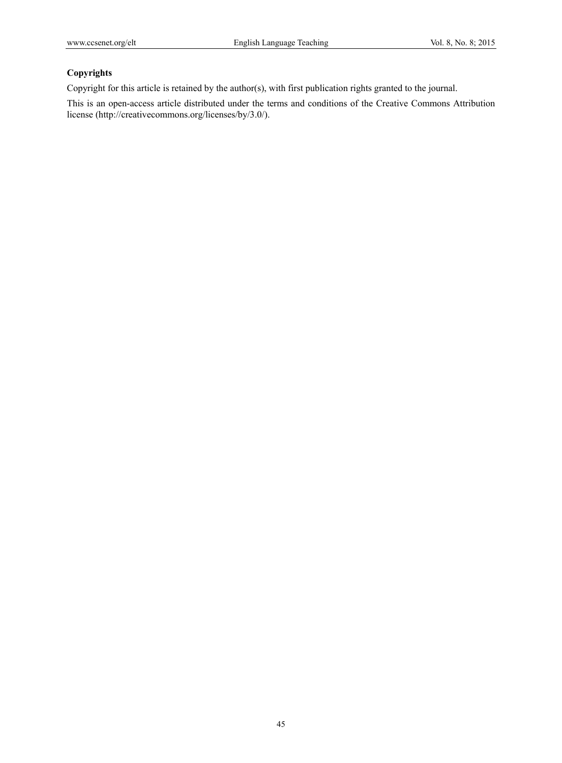**Copyrights**

Copyright for this article is retained by the author(s), with first publication rights granted to the journal.

This is an open-access article distributed under the terms and conditions of the Creative Commons Attribution license (http://creativecommons.org/licenses/by/3.0/).